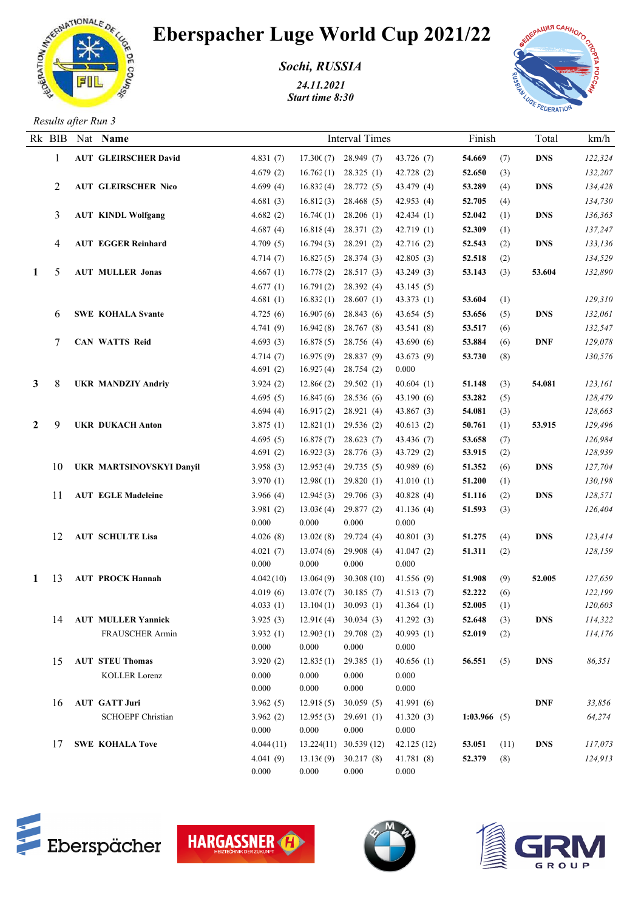# Eberspacher Luge World Cup 2021/22

***Sochi, RUSSIA***

*24.11.2021*
*Start time 8:30*

*Results after Run 3*

| Rk | BIB | Nat | Name | Interval Times | | | | Finish | | Total | km/h |
|---|---|---|---|---|---|---|---|---|---|---|---|
| | 1 | **AUT** | **GLEIRSCHER David** | 4.831 (7) | 17.30( (7) | 28.949 (7) | 43.726 (7) | **54.669** | (7) | **DNS** | *122,324* |
| | | | | 4.679 (2) | 16.762 (1) | 28.325 (1) | 42.728 (2) | **52.650** | (3) | | *132,207* |
| | 2 | **AUT** | **GLEIRSCHER Nico** | 4.699 (4) | 16.832 (4) | 28.772 (5) | 43.479 (4) | **53.289** | (4) | **DNS** | *134,428* |
| | | | | 4.681 (3) | 16.812 (3) | 28.468 (5) | 42.953 (4) | **52.705** | (4) | | *134,730* |
| | 3 | **AUT** | **KINDL Wolfgang** | 4.682 (2) | 16.74( (1) | 28.206 (1) | 42.434 (1) | **52.042** | (1) | **DNS** | *136,363* |
| | | | | 4.687 (4) | 16.818 (4) | 28.371 (2) | 42.719 (1) | **52.309** | (1) | | *137,247* |
| | 4 | **AUT** | **EGGER Reinhard** | 4.709 (5) | 16.794 (3) | 28.291 (2) | 42.716 (2) | **52.543** | (2) | **DNS** | *133,136* |
| | | | | 4.714 (7) | 16.827 (5) | 28.374 (3) | 42.805 (3) | **52.518** | (2) | | *134,529* |
| **1** | 5 | **AUT** | **MULLER Jonas** | 4.667 (1) | 16.778 (2) | 28.517 (3) | 43.249 (3) | **53.143** | (3) | **53.604** | *132,890* |
| | | | | 4.677 (1) | 16.791 (2) | 28.392 (4) | 43.145 (5) | | | | |
| | | | | 4.681 (1) | 16.832 (1) | 28.607 (1) | 43.373 (1) | **53.604** | (1) | | *129,310* |
| | 6 | **SWE** | **KOHALA Svante** | 4.725 (6) | 16.907 (6) | 28.843 (6) | 43.654 (5) | **53.656** | (5) | **DNS** | *132,061* |
| | | | | 4.741 (9) | 16.942 (8) | 28.767 (8) | 43.541 (8) | **53.517** | (6) | | *132,547* |
| | 7 | **CAN** | **WATTS Reid** | 4.693 (3) | 16.878 (5) | 28.756 (4) | 43.690 (6) | **53.884** | (6) | **DNF** | *129,078* |
| | | | | 4.714 (7) | 16.979 (9) | 28.837 (9) | 43.673 (9) | **53.730** | (8) | | *130,576* |
| | | | | 4.691 (2) | 16.927 (4) | 28.754 (2) | 0.000 | | | | |
| **3** | 8 | **UKR** | **MANDZIY Andriy** | 3.924 (2) | 12.866 (2) | 29.502 (1) | 40.604 (1) | **51.148** | (3) | **54.081** | *123,161* |
| | | | | 4.695 (5) | 16.847 (6) | 28.536 (6) | 43.190 (6) | **53.282** | (5) | | *128,479* |
| | | | | 4.694 (4) | 16.917 (2) | 28.921 (4) | 43.867 (3) | **54.081** | (3) | | *128,663* |
| **2** | 9 | **UKR** | **DUKACH Anton** | 3.875 (1) | 12.821 (1) | 29.536 (2) | 40.613 (2) | **50.761** | (1) | **53.915** | *129,496* |
| | | | | 4.695 (5) | 16.878 (7) | 28.623 (7) | 43.436 (7) | **53.658** | (7) | | *126,984* |
| | | | | 4.691 (2) | 16.923 (3) | 28.776 (3) | 43.729 (2) | **53.915** | (2) | | *128,939* |
| | 10 | **UKR** | **MARTSINOVSKYI Danyil** | 3.958 (3) | 12.953 (4) | 29.735 (5) | 40.989 (6) | **51.352** | (6) | **DNS** | *127,704* |
| | | | | 3.970 (1) | 12.98( (1) | 29.820 (1) | 41.010 (1) | **51.200** | (1) | | *130,198* |
| | 11 | **AUT** | **EGLE Madeleine** | 3.966 (4) | 12.945 (3) | 29.706 (3) | 40.828 (4) | **51.116** | (2) | **DNS** | *128,571* |
| | | | | 3.981 (2) | 13.036 (4) | 29.877 (2) | 41.136 (4) | **51.593** | (3) | | *126,404* |
| | | | | 0.000 | 0.000 | 0.000 | 0.000 | | | | |
| | 12 | **AUT** | **SCHULTE Lisa** | 4.026 (8) | 13.026 (8) | 29.724 (4) | 40.801 (3) | **51.275** | (4) | **DNS** | *123,414* |
| | | | | 4.021 (7) | 13.074 (6) | 29.908 (4) | 41.047 (2) | **51.311** | (2) | | *128,159* |
| | | | | 0.000 | 0.000 | 0.000 | 0.000 | | | | |
| **1** | 13 | **AUT** | **PROCK Hannah** | 4.042 (10) | 13.064 (9) | 30.308 (10) | 41.556 (9) | **51.908** | (9) | **52.005** | *127,659* |
| | | | | 4.019 (6) | 13.076 (7) | 30.185 (7) | 41.513 (7) | **52.222** | (6) | | *122,199* |
| | | | | 4.033 (1) | 13.104 (1) | 30.093 (1) | 41.364 (1) | **52.005** | (1) | | *120,603* |
| | 14 | **AUT** | **MULLER Yannick** | 3.925 (3) | 12.916 (4) | 30.034 (3) | 41.292 (3) | **52.648** | (3) | **DNS** | *114,322* |
| | | | FRAUSCHER Armin | 3.932 (1) | 12.903 (1) | 29.708 (2) | 40.993 (1) | **52.019** | (2) | | *114,176* |
| | | | | 0.000 | 0.000 | 0.000 | 0.000 | | | | |
| | 15 | **AUT** | **STEU Thomas** | 3.920 (2) | 12.835 (1) | 29.385 (1) | 40.656 (1) | **56.551** | (5) | **DNS** | *86,351* |
| | | | KOLLER Lorenz | 0.000 | 0.000 | 0.000 | 0.000 | | | | |
| | | | | 0.000 | 0.000 | 0.000 | 0.000 | | | | |
| | 16 | **AUT** | **GATT Juri** | 3.962 (5) | 12.918 (5) | 30.059 (5) | 41.991 (6) | | | **DNF** | *33,856* |
| | | | SCHOEPF Christian | 3.962 (2) | 12.955 (3) | 29.691 (1) | 41.320 (3) | **1:03.966** | (5) | | *64,274* |
| | | | | 0.000 | 0.000 | 0.000 | 0.000 | | | | |
| | 17 | **SWE** | **KOHALA Tove** | 4.044 (11) | 13.224 (11) | 30.539 (12) | 42.125 (12) | **53.051** | (11) | **DNS** | *117,073* |
| | | | | 4.041 (9) | 13.136 (9) | 30.217 (8) | 41.781 (8) | **52.379** | (8) | | *124,913* |
| | | | | 0.000 | 0.000 | 0.000 | 0.000 | | | | |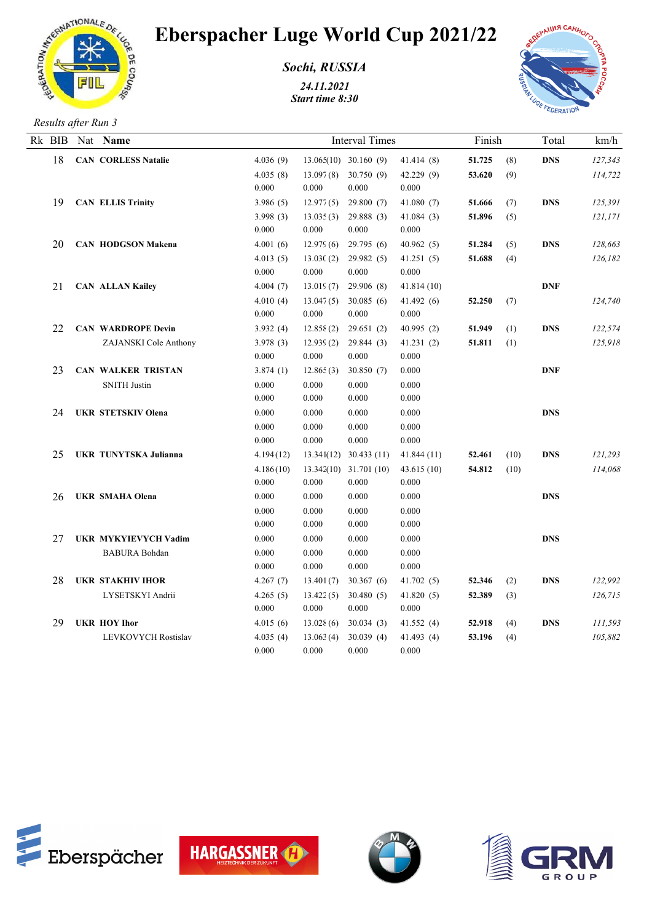# Eberspacher Luge World Cup 2021/22

***Sochi, RUSSIA***

*24.11.2021*
*Start time 8:30*

*Results after Run 3*

| Rk | BIB | Nat | Name | Interval Times | | | | Finish | | Total | km/h |
|---|---|---|---|---|---|---|---|---|---|---|---|
| | 18 | CAN | **CORLESS Natalie** | 4.036 (9) | 13.065(10) | 30.160 (9) | 41.414 (8) | **51.725** | (8) | **DNS** | *127,343* |
| | | | | 4.035 (8) | 13.097 (8) | 30.750 (9) | 42.229 (9) | **53.620** | (9) | | *114,722* |
| | | | | 0.000 | 0.000 | 0.000 | 0.000 | | | | |
| | 19 | CAN | **ELLIS Trinity** | 3.986 (5) | 12.977 (5) | 29.800 (7) | 41.080 (7) | **51.666** | (7) | **DNS** | *125,391* |
| | | | | 3.998 (3) | 13.035 (3) | 29.888 (3) | 41.084 (3) | **51.896** | (5) | | *121,171* |
| | | | | 0.000 | 0.000 | 0.000 | 0.000 | | | | |
| | 20 | CAN | **HODGSON Makena** | 4.001 (6) | 12.979 (6) | 29.795 (6) | 40.962 (5) | **51.284** | (5) | **DNS** | *128,663* |
| | | | | 4.013 (5) | 13.030 (2) | 29.982 (5) | 41.251 (5) | **51.688** | (4) | | *126,182* |
| | | | | 0.000 | 0.000 | 0.000 | 0.000 | | | | |
| | 21 | CAN | **ALLAN Kailey** | 4.004 (7) | 13.019 (7) | 29.906 (8) | 41.814 (10) | | | **DNF** | |
| | | | | 4.010 (4) | 13.047 (5) | 30.085 (6) | 41.492 (6) | **52.250** | (7) | | *124,740* |
| | | | | 0.000 | 0.000 | 0.000 | 0.000 | | | | |
| | 22 | CAN | **WARDROPE Devin** | 3.932 (4) | 12.858 (2) | 29.651 (2) | 40.995 (2) | **51.949** | (1) | **DNS** | *122,574* |
| | | | ZAJANSKI Cole Anthony | 3.978 (3) | 12.939 (2) | 29.844 (3) | 41.231 (2) | **51.811** | (1) | | *125,918* |
| | | | | 0.000 | 0.000 | 0.000 | 0.000 | | | | |
| | 23 | CAN | **WALKER TRISTAN** | 3.874 (1) | 12.865 (3) | 30.850 (7) | 0.000 | | | **DNF** | |
| | | | SNITH Justin | 0.000 | 0.000 | 0.000 | 0.000 | | | | |
| | | | | 0.000 | 0.000 | 0.000 | 0.000 | | | | |
| | 24 | UKR | **STETSKIV Olena** | 0.000 | 0.000 | 0.000 | 0.000 | | | **DNS** | |
| | | | | 0.000 | 0.000 | 0.000 | 0.000 | | | | |
| | | | | 0.000 | 0.000 | 0.000 | 0.000 | | | | |
| | 25 | UKR | **TUNYTSKA Julianna** | 4.194 (12) | 13.341 (12) | 30.433 (11) | 41.844 (11) | **52.461** | (10) | **DNS** | *121,293* |
| | | | | 4.186 (10) | 13.342 (10) | 31.701 (10) | 43.615 (10) | **54.812** | (10) | | *114,068* |
| | | | | 0.000 | 0.000 | 0.000 | 0.000 | | | | |
| | 26 | UKR | **SMAHA Olena** | 0.000 | 0.000 | 0.000 | 0.000 | | | **DNS** | |
| | | | | 0.000 | 0.000 | 0.000 | 0.000 | | | | |
| | | | | 0.000 | 0.000 | 0.000 | 0.000 | | | | |
| | 27 | UKR | **MYKYIEVYCH Vadim** | 0.000 | 0.000 | 0.000 | 0.000 | | | **DNS** | |
| | | | BABURA Bohdan | 0.000 | 0.000 | 0.000 | 0.000 | | | | |
| | | | | 0.000 | 0.000 | 0.000 | 0.000 | | | | |
| | 28 | UKR | **STAKHIV IHOR** | 4.267 (7) | 13.401 (7) | 30.367 (6) | 41.702 (5) | **52.346** | (2) | **DNS** | *122,992* |
| | | | LYSETSKYI Andrii | 4.265 (5) | 13.422 (5) | 30.480 (5) | 41.820 (5) | **52.389** | (3) | | *126,715* |
| | | | | 0.000 | 0.000 | 0.000 | 0.000 | | | | |
| | 29 | UKR | **HOY Ihor** | 4.015 (6) | 13.028 (6) | 30.034 (3) | 41.552 (4) | **52.918** | (4) | **DNS** | *111,593* |
| | | | LEVKOVYCH Rostislav | 4.035 (4) | 13.063 (4) | 30.039 (4) | 41.493 (4) | **53.196** | (4) | | *105,882* |
| | | | | 0.000 | 0.000 | 0.000 | 0.000 | | | | |